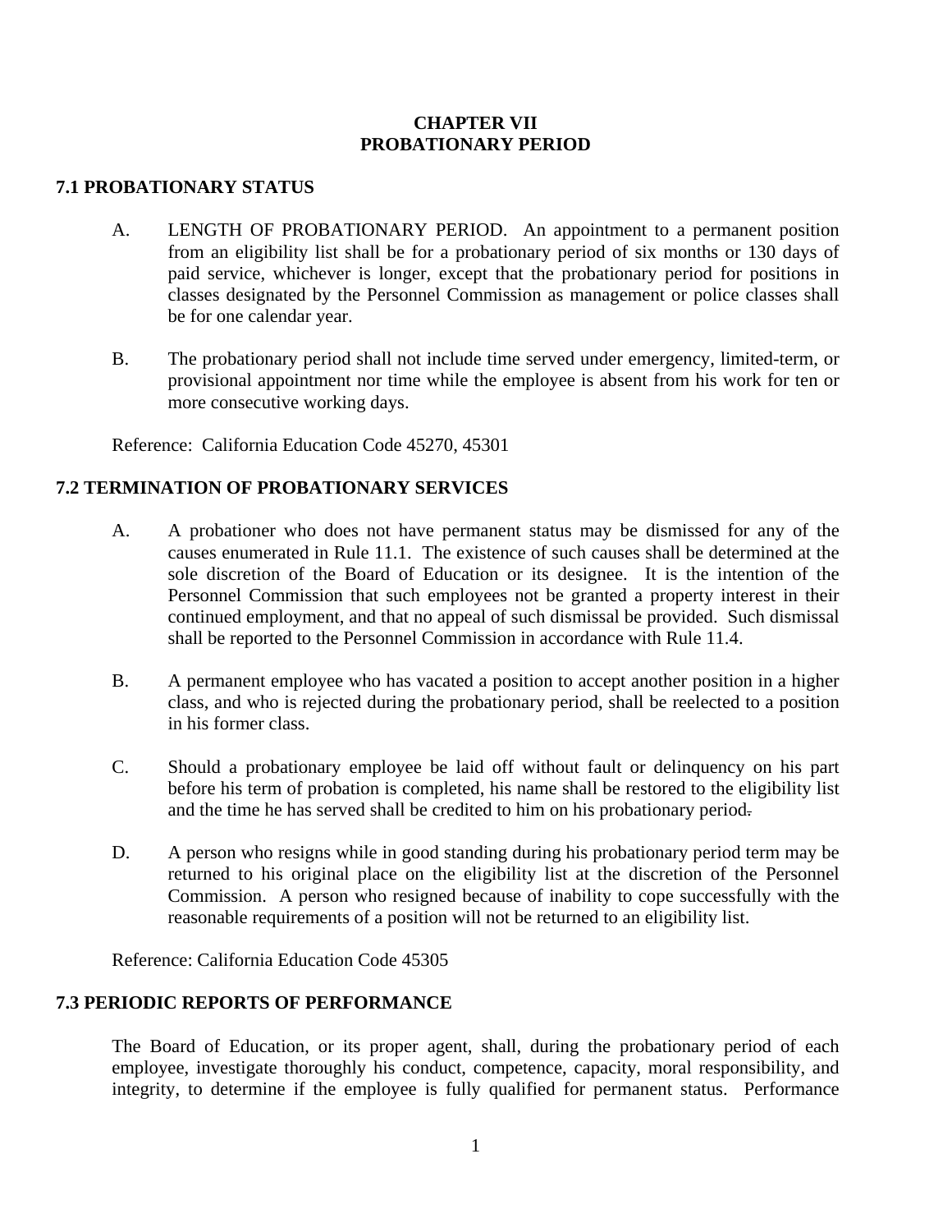# CHAPTER VII
# PROBATIONARY PERIOD

## 7.1 PROBATIONARY STATUS

A. LENGTH OF PROBATIONARY PERIOD. An appointment to a permanent position from an eligibility list shall be for a probationary period of six months or 130 days of paid service, whichever is longer, except that the probationary period for positions in classes designated by the Personnel Commission as management or police classes shall be for one calendar year.

B. The probationary period shall not include time served under emergency, limited-term, or provisional appointment nor time while the employee is absent from his work for ten or more consecutive working days.

Reference: California Education Code 45270, 45301

## 7.2 TERMINATION OF PROBATIONARY SERVICES

A. A probationer who does not have permanent status may be dismissed for any of the causes enumerated in Rule 11.1. The existence of such causes shall be determined at the sole discretion of the Board of Education or its designee. It is the intention of the Personnel Commission that such employees not be granted a property interest in their continued employment, and that no appeal of such dismissal be provided. Such dismissal shall be reported to the Personnel Commission in accordance with Rule 11.4.

B. A permanent employee who has vacated a position to accept another position in a higher class, and who is rejected during the probationary period, shall be reelected to a position in his former class.

C. Should a probationary employee be laid off without fault or delinquency on his part before his term of probation is completed, his name shall be restored to the eligibility list and the time he has served shall be credited to him on his probationary period.

D. A person who resigns while in good standing during his probationary period term may be returned to his original place on the eligibility list at the discretion of the Personnel Commission. A person who resigned because of inability to cope successfully with the reasonable requirements of a position will not be returned to an eligibility list.

Reference: California Education Code 45305

## 7.3 PERIODIC REPORTS OF PERFORMANCE

The Board of Education, or its proper agent, shall, during the probationary period of each employee, investigate thoroughly his conduct, competence, capacity, moral responsibility, and integrity, to determine if the employee is fully qualified for permanent status. Performance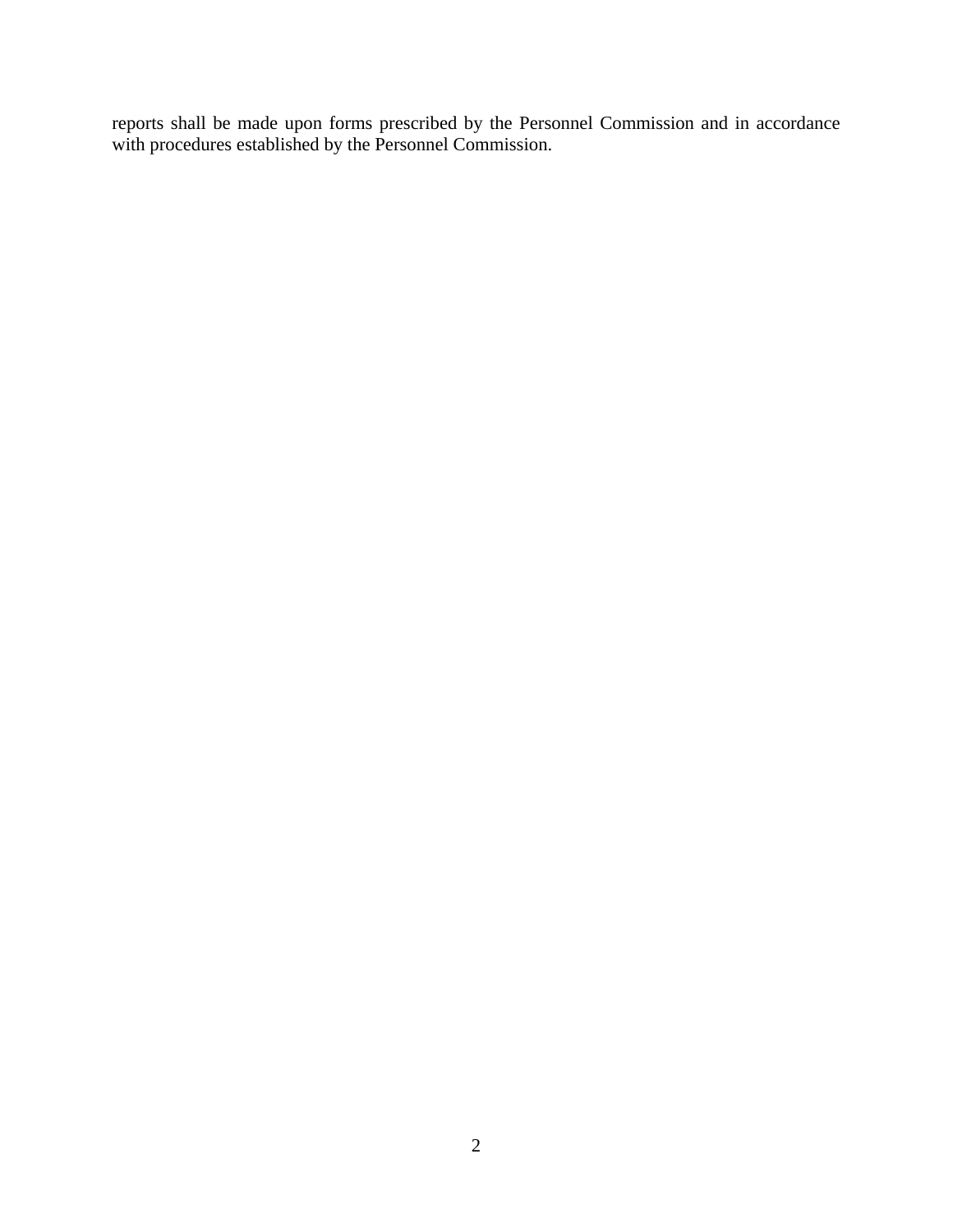reports shall be made upon forms prescribed by the Personnel Commission and in accordance with procedures established by the Personnel Commission.